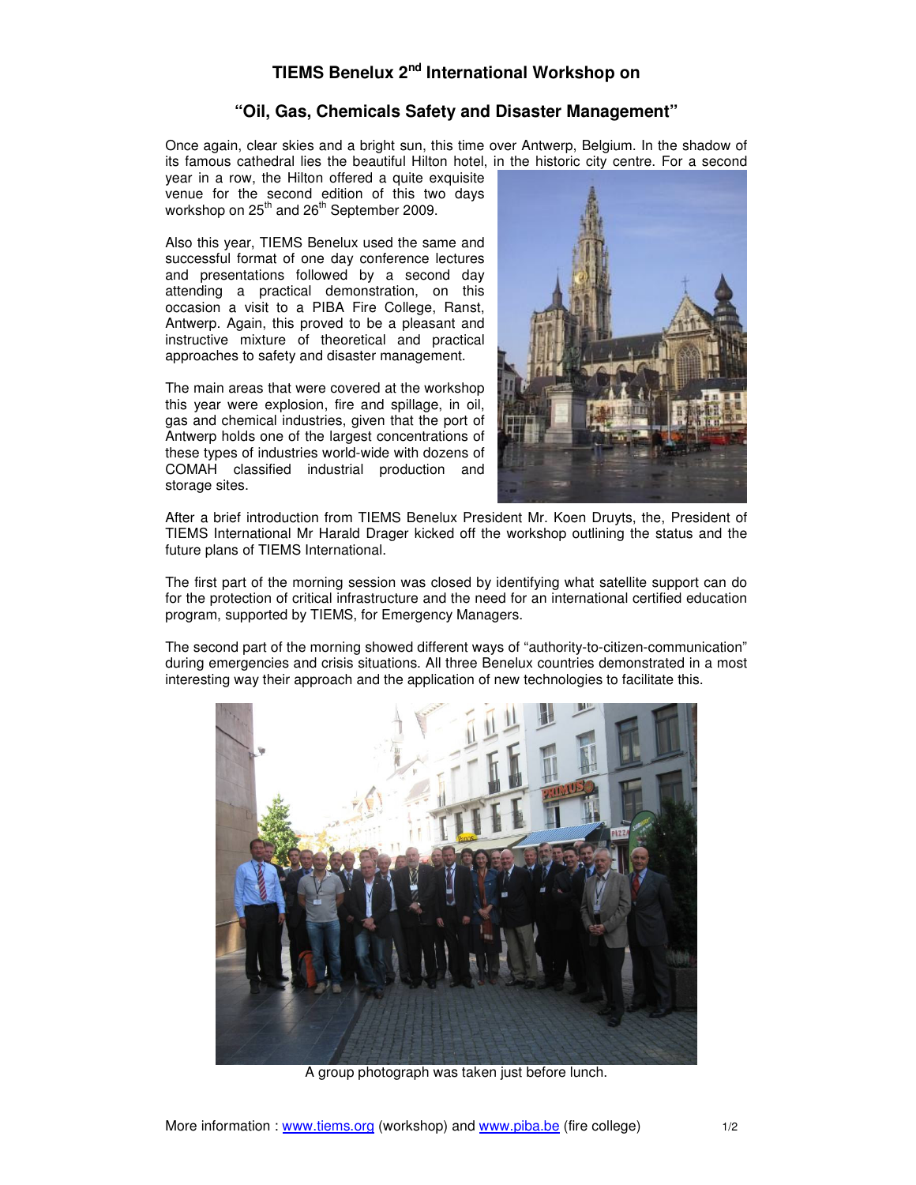# TIEMS Benelux 2nd International Workshop on

## "Oil, Gas, Chemicals Safety and Disaster Management"

Once again, clear skies and a bright sun, this time over Antwerp, Belgium. In the shadow of its famous cathedral lies the beautiful Hilton hotel, in the historic city centre. For a second year in a row, the Hilton offered a quite exquisite venue for the second edition of this two days workshop on 25th and 26th September 2009.

Also this year, TIEMS Benelux used the same and successful format of one day conference lectures and presentations followed by a second day attending a practical demonstration, on this occasion a visit to a PIBA Fire College, Ranst, Antwerp. Again, this proved to be a pleasant and instructive mixture of theoretical and practical approaches to safety and disaster management.

The main areas that were covered at the workshop this year were explosion, fire and spillage, in oil, gas and chemical industries, given that the port of Antwerp holds one of the largest concentrations of these types of industries world-wide with dozens of COMAH classified industrial production and storage sites.

After a brief introduction from TIEMS Benelux President Mr. Koen Druyts, the, President of TIEMS International Mr Harald Drager kicked off the workshop outlining the status and the future plans of TIEMS International.

The first part of the morning session was closed by identifying what satellite support can do for the protection of critical infrastructure and the need for an international certified education program, supported by TIEMS, for Emergency Managers.

The second part of the morning showed different ways of "authority-to-citizen-communication" during emergencies and crisis situations. All three Benelux countries demonstrated in a most interesting way their approach and the application of new technologies to facilitate this.

A group photograph was taken just before lunch.

More information : www.tiems.org (workshop) and www.piba.be (fire college)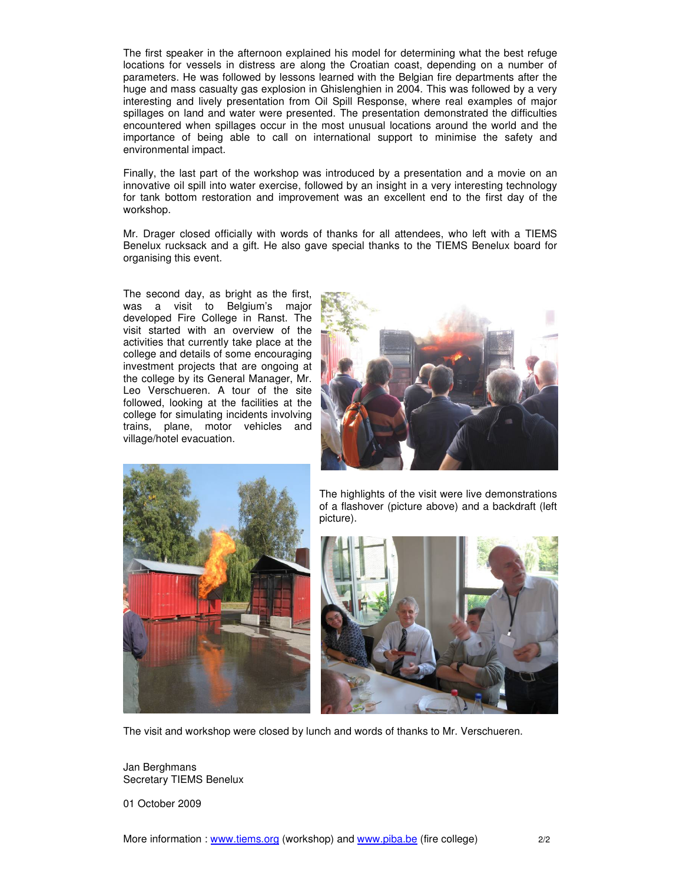The first speaker in the afternoon explained his model for determining what the best refuge locations for vessels in distress are along the Croatian coast, depending on a number of parameters. He was followed by lessons learned with the Belgian fire departments after the huge and mass casualty gas explosion in Ghislenghien in 2004. This was followed by a very interesting and lively presentation from Oil Spill Response, where real examples of major spillages on land and water were presented. The presentation demonstrated the difficulties encountered when spillages occur in the most unusual locations around the world and the importance of being able to call on international support to minimise the safety and environmental impact.

Finally, the last part of the workshop was introduced by a presentation and a movie on an innovative oil spill into water exercise, followed by an insight in a very interesting technology for tank bottom restoration and improvement was an excellent end to the first day of the workshop.

Mr. Drager closed officially with words of thanks for all attendees, who left with a TIEMS Benelux rucksack and a gift. He also gave special thanks to the TIEMS Benelux board for organising this event.

The second day, as bright as the first, was a visit to Belgium's major developed Fire College in Ranst. The visit started with an overview of the activities that currently take place at the college and details of some encouraging investment projects that are ongoing at the college by its General Manager, Mr. Leo Verschueren. A tour of the site followed, looking at the facilities at the college for simulating incidents involving trains, plane, motor vehicles and village/hotel evacuation.

The highlights of the visit were live demonstrations of a flashover (picture above) and a backdraft (left picture).

The visit and workshop were closed by lunch and words of thanks to Mr. Verschueren.

Jan Berghmans
Secretary TIEMS Benelux

01 October 2009

More information : www.tiems.org (workshop) and www.piba.be (fire college)